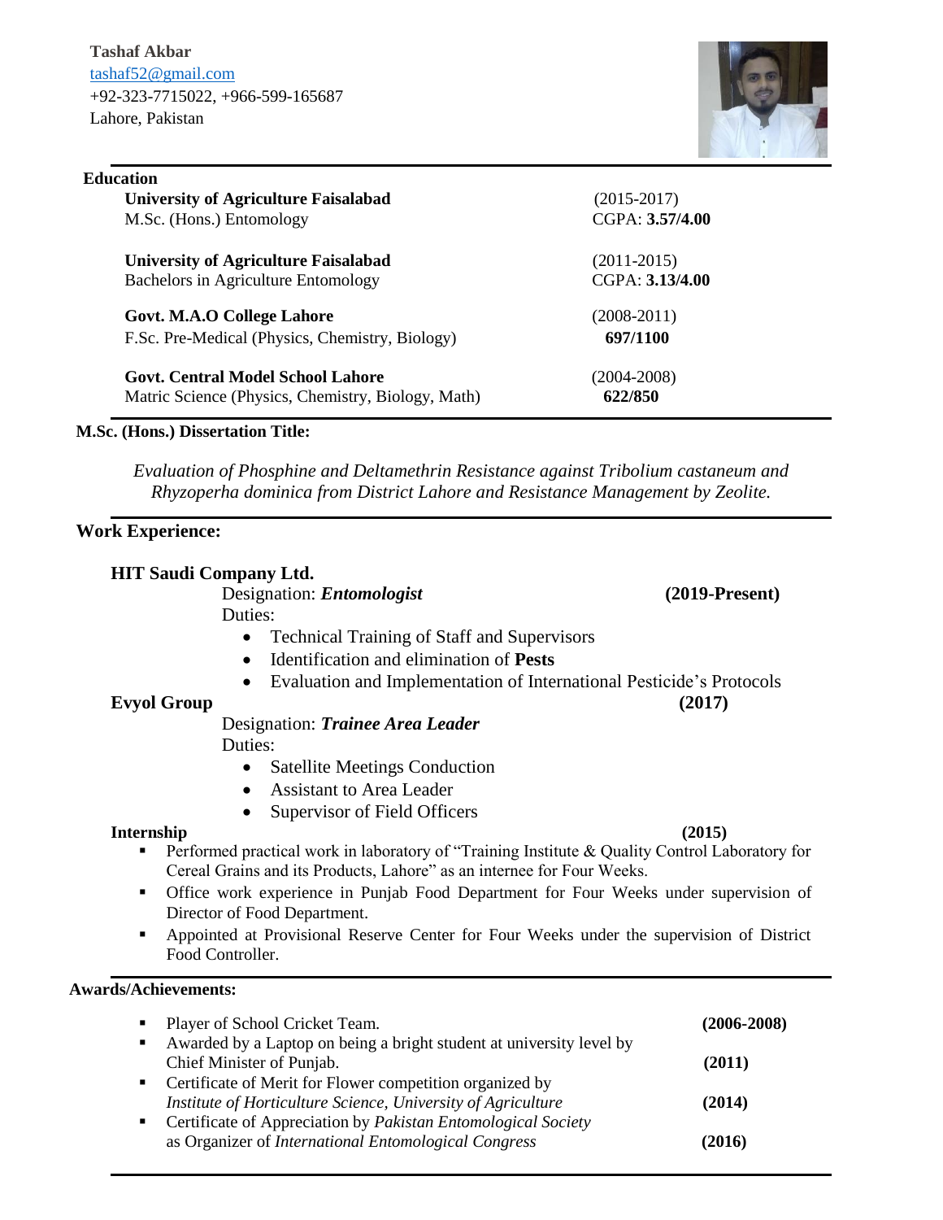**Tashaf Akbar**
tashaf52@gmail.com
+92-323-7715022, +966-599-165687
Lahore, Pakistan

## Education

| | |
|---|---|
| **University of Agriculture Faisalabad**<br>M.Sc. (Hons.) Entomology | (2015-2017)<br>CGPA: **3.57/4.00** |
| **University of Agriculture Faisalabad**<br>Bachelors in Agriculture Entomology | (2011-2015)<br>CGPA: **3.13/4.00** |
| **Govt. M.A.O College Lahore**<br>F.Sc. Pre-Medical (Physics, Chemistry, Biology) | (2008-2011)<br>**697/1100** |
| **Govt. Central Model School Lahore**<br>Matric Science (Physics, Chemistry, Biology, Math) | (2004-2008)<br>**622/850** |

**M.Sc. (Hons.) Dissertation Title:**

*Evaluation of Phosphine and Deltamethrin Resistance against Tribolium castaneum and Rhyzoperha dominica from District Lahore and Resistance Management by Zeolite.*

## Work Experience:

### HIT Saudi Company Ltd.

Designation: ***Entomologist*** **(2019-Present)**

Duties:

- Technical Training of Staff and Supervisors
- Identification and elimination of **Pests**
- Evaluation and Implementation of International Pesticide's Protocols

### Evyol Group **(2017)**

Designation: ***Trainee Area Leader***

Duties:

- Satellite Meetings Conduction
- Assistant to Area Leader
- Supervisor of Field Officers

### Internship **(2015)**

- Performed practical work in laboratory of "Training Institute & Quality Control Laboratory for Cereal Grains and its Products, Lahore" as an internee for Four Weeks.
- Office work experience in Punjab Food Department for Four Weeks under supervision of Director of Food Department.
- Appointed at Provisional Reserve Center for Four Weeks under the supervision of District Food Controller.

## Awards/Achievements:

- Player of School Cricket Team. **(2006-2008)**
- Awarded by a Laptop on being a bright student at university level by Chief Minister of Punjab. **(2011)**
- Certificate of Merit for Flower competition organized by *Institute of Horticulture Science, University of Agriculture* **(2014)**
- Certificate of Appreciation by *Pakistan Entomological Society* as Organizer of *International Entomological Congress* **(2016)**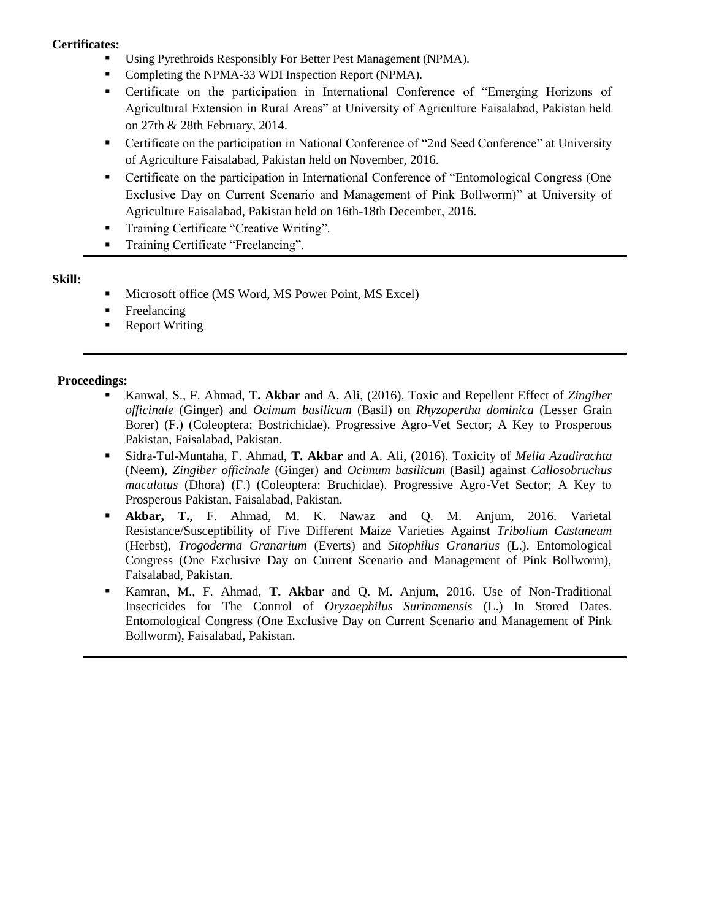**Certificates:**

- Using Pyrethroids Responsibly For Better Pest Management (NPMA).
- Completing the NPMA-33 WDI Inspection Report (NPMA).
- Certificate on the participation in International Conference of "Emerging Horizons of Agricultural Extension in Rural Areas" at University of Agriculture Faisalabad, Pakistan held on 27th & 28th February, 2014.
- Certificate on the participation in National Conference of "2nd Seed Conference" at University of Agriculture Faisalabad, Pakistan held on November, 2016.
- Certificate on the participation in International Conference of "Entomological Congress (One Exclusive Day on Current Scenario and Management of Pink Bollworm)" at University of Agriculture Faisalabad, Pakistan held on 16th-18th December, 2016.
- Training Certificate "Creative Writing".
- Training Certificate "Freelancing".

---

**Skill:**

- Microsoft office (MS Word, MS Power Point, MS Excel)
- Freelancing
- Report Writing

---

**Proceedings:**

- Kanwal, S., F. Ahmad, **T. Akbar** and A. Ali, (2016). Toxic and Repellent Effect of *Zingiber officinale* (Ginger) and *Ocimum basilicum* (Basil) on *Rhyzopertha dominica* (Lesser Grain Borer) (F.) (Coleoptera: Bostrichidae). Progressive Agro-Vet Sector; A Key to Prosperous Pakistan, Faisalabad, Pakistan.
- Sidra-Tul-Muntaha, F. Ahmad, **T. Akbar** and A. Ali, (2016). Toxicity of *Melia Azadirachta* (Neem), *Zingiber officinale* (Ginger) and *Ocimum basilicum* (Basil) against *Callosobruchus maculatus* (Dhora) (F.) (Coleoptera: Bruchidae). Progressive Agro-Vet Sector; A Key to Prosperous Pakistan, Faisalabad, Pakistan.
- **Akbar, T.**, F. Ahmad, M. K. Nawaz and Q. M. Anjum, 2016. Varietal Resistance/Susceptibility of Five Different Maize Varieties Against *Tribolium Castaneum* (Herbst), *Trogoderma Granarium* (Everts) and *Sitophilus Granarius* (L.). Entomological Congress (One Exclusive Day on Current Scenario and Management of Pink Bollworm), Faisalabad, Pakistan.
- Kamran, M., F. Ahmad, **T. Akbar** and Q. M. Anjum, 2016. Use of Non-Traditional Insecticides for The Control of *Oryzaephilus Surinamensis* (L.) In Stored Dates. Entomological Congress (One Exclusive Day on Current Scenario and Management of Pink Bollworm), Faisalabad, Pakistan.

---